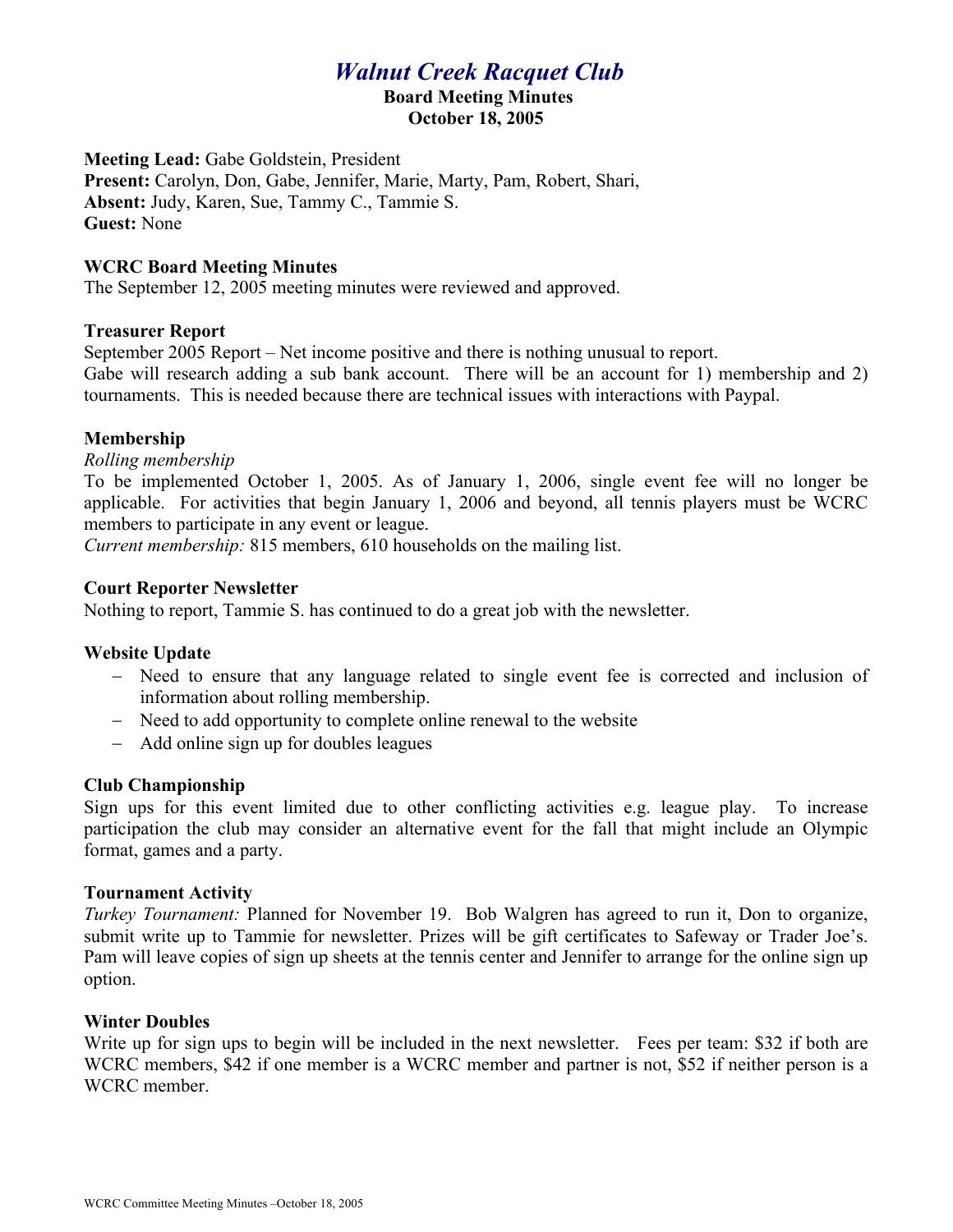# *Walnut Creek Racquet Club*

**Board Meeting Minutes**
**October 18, 2005**

**Meeting Lead:** Gabe Goldstein, President
**Present:** Carolyn, Don, Gabe, Jennifer, Marie, Marty, Pam, Robert, Shari,
**Absent:** Judy, Karen, Sue, Tammy C., Tammie S.
**Guest:** None

### WCRC Board Meeting Minutes

The September 12, 2005 meeting minutes were reviewed and approved.

### Treasurer Report

September 2005 Report – Net income positive and there is nothing unusual to report.
Gabe will research adding a sub bank account. There will be an account for 1) membership and 2) tournaments. This is needed because there are technical issues with interactions with Paypal.

### Membership

*Rolling membership*
To be implemented October 1, 2005. As of January 1, 2006, single event fee will no longer be applicable. For activities that begin January 1, 2006 and beyond, all tennis players must be WCRC members to participate in any event or league.
*Current membership:* 815 members, 610 households on the mailing list.

### Court Reporter Newsletter

Nothing to report, Tammie S. has continued to do a great job with the newsletter.

### Website Update

- Need to ensure that any language related to single event fee is corrected and inclusion of information about rolling membership.
- Need to add opportunity to complete online renewal to the website
- Add online sign up for doubles leagues

### Club Championship

Sign ups for this event limited due to other conflicting activities e.g. league play. To increase participation the club may consider an alternative event for the fall that might include an Olympic format, games and a party.

### Tournament Activity

*Turkey Tournament:* Planned for November 19. Bob Walgren has agreed to run it, Don to organize, submit write up to Tammie for newsletter. Prizes will be gift certificates to Safeway or Trader Joe's. Pam will leave copies of sign up sheets at the tennis center and Jennifer to arrange for the online sign up option.

### Winter Doubles

Write up for sign ups to begin will be included in the next newsletter. Fees per team: $32 if both are WCRC members, $42 if one member is a WCRC member and partner is not, $52 if neither person is a WCRC member.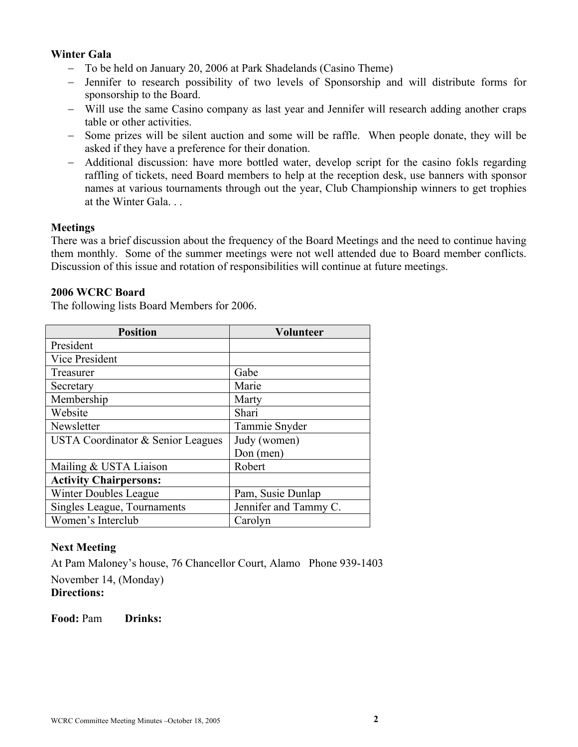**Winter Gala**

- To be held on January 20, 2006 at Park Shadelands (Casino Theme)
- Jennifer to research possibility of two levels of Sponsorship and will distribute forms for sponsorship to the Board.
- Will use the same Casino company as last year and Jennifer will research adding another craps table or other activities.
- Some prizes will be silent auction and some will be raffle. When people donate, they will be asked if they have a preference for their donation.
- Additional discussion: have more bottled water, develop script for the casino fokls regarding raffling of tickets, need Board members to help at the reception desk, use banners with sponsor names at various tournaments through out the year, Club Championship winners to get trophies at the Winter Gala. . .

**Meetings**

There was a brief discussion about the frequency of the Board Meetings and the need to continue having them monthly. Some of the summer meetings were not well attended due to Board member conflicts. Discussion of this issue and rotation of responsibilities will continue at future meetings.

**2006 WCRC Board**

The following lists Board Members for 2006.

| Position | Volunteer |
|---|---|
| President | |
| Vice President | |
| Treasurer | Gabe |
| Secretary | Marie |
| Membership | Marty |
| Website | Shari |
| Newsletter | Tammie Snyder |
| USTA Coordinator & Senior Leagues | Judy (women)<br>Don (men) |
| Mailing & USTA Liaison | Robert |
| **Activity Chairpersons:** | |
| Winter Doubles League | Pam, Susie Dunlap |
| Singles League, Tournaments | Jennifer and Tammy C. |
| Women's Interclub | Carolyn |

**Next Meeting**

At Pam Maloney's house, 76 Chancellor Court, Alamo Phone 939-1403

November 14, (Monday)

**Directions:**

**Food:** Pam **Drinks:**